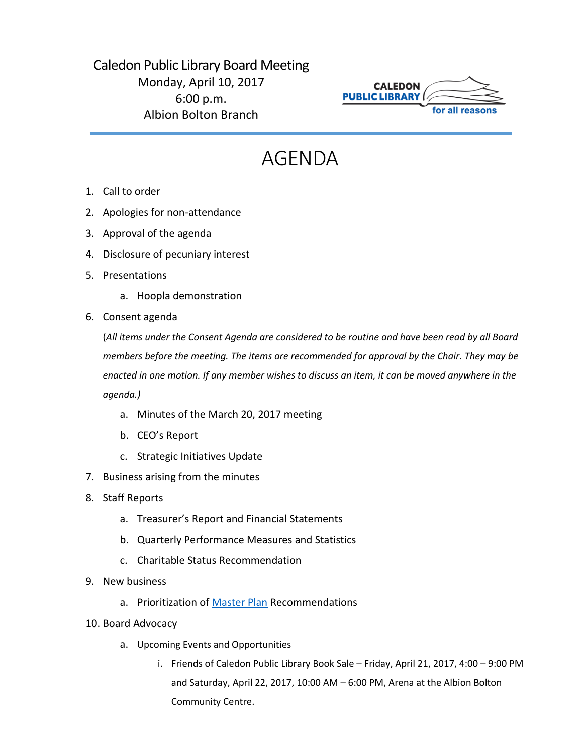Caledon Public Library Board Meeting
Monday, April 10, 2017
6:00 p.m.
Albion Bolton Branch

CALEDON PUBLIC LIBRARY for all reasons

# AGENDA

1. Call to order
2. Apologies for non-attendance
3. Approval of the agenda
4. Disclosure of pecuniary interest
5. Presentations
    a. Hoopla demonstration
6. Consent agenda

    (*All items under the Consent Agenda are considered to be routine and have been read by all Board members before the meeting. The items are recommended for approval by the Chair. They may be enacted in one motion. If any member wishes to discuss an item, it can be moved anywhere in the agenda.*)

    a. Minutes of the March 20, 2017 meeting
    b. CEO's Report
    c. Strategic Initiatives Update
7. Business arising from the minutes
8. Staff Reports
    a. Treasurer's Report and Financial Statements
    b. Quarterly Performance Measures and Statistics
    c. Charitable Status Recommendation
9. New business
    a. Prioritization of Master Plan Recommendations
10. Board Advocacy
    a. Upcoming Events and Opportunities
        i. Friends of Caledon Public Library Book Sale – Friday, April 21, 2017, 4:00 – 9:00 PM and Saturday, April 22, 2017, 10:00 AM – 6:00 PM, Arena at the Albion Bolton Community Centre.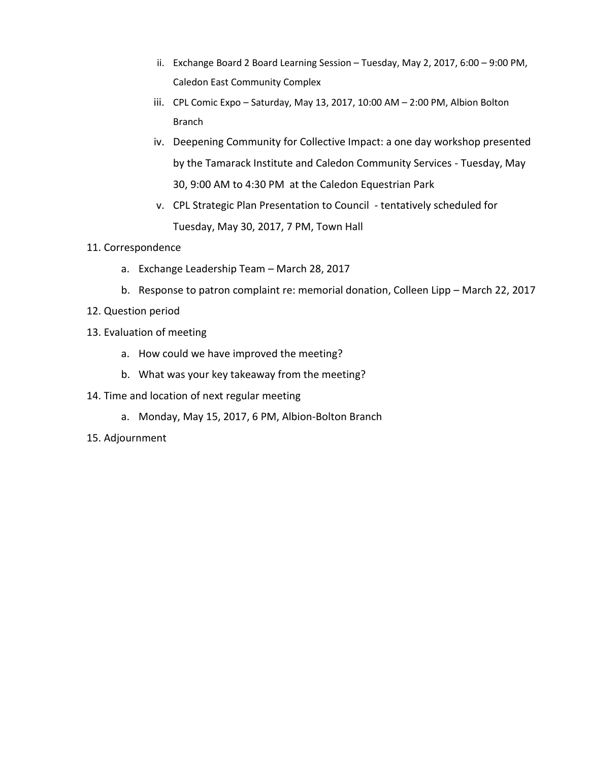ii. Exchange Board 2 Board Learning Session – Tuesday, May 2, 2017, 6:00 – 9:00 PM, Caledon East Community Complex
   iii. CPL Comic Expo – Saturday, May 13, 2017, 10:00 AM – 2:00 PM, Albion Bolton Branch
   iv. Deepening Community for Collective Impact: a one day workshop presented by the Tamarack Institute and Caledon Community Services - Tuesday, May 30, 9:00 AM to 4:30 PM at the Caledon Equestrian Park
   v. CPL Strategic Plan Presentation to Council - tentatively scheduled for Tuesday, May 30, 2017, 7 PM, Town Hall

11. Correspondence
    a. Exchange Leadership Team – March 28, 2017
    b. Response to patron complaint re: memorial donation, Colleen Lipp – March 22, 2017
12. Question period
13. Evaluation of meeting
    a. How could we have improved the meeting?
    b. What was your key takeaway from the meeting?
14. Time and location of next regular meeting
    a. Monday, May 15, 2017, 6 PM, Albion-Bolton Branch
15. Adjournment